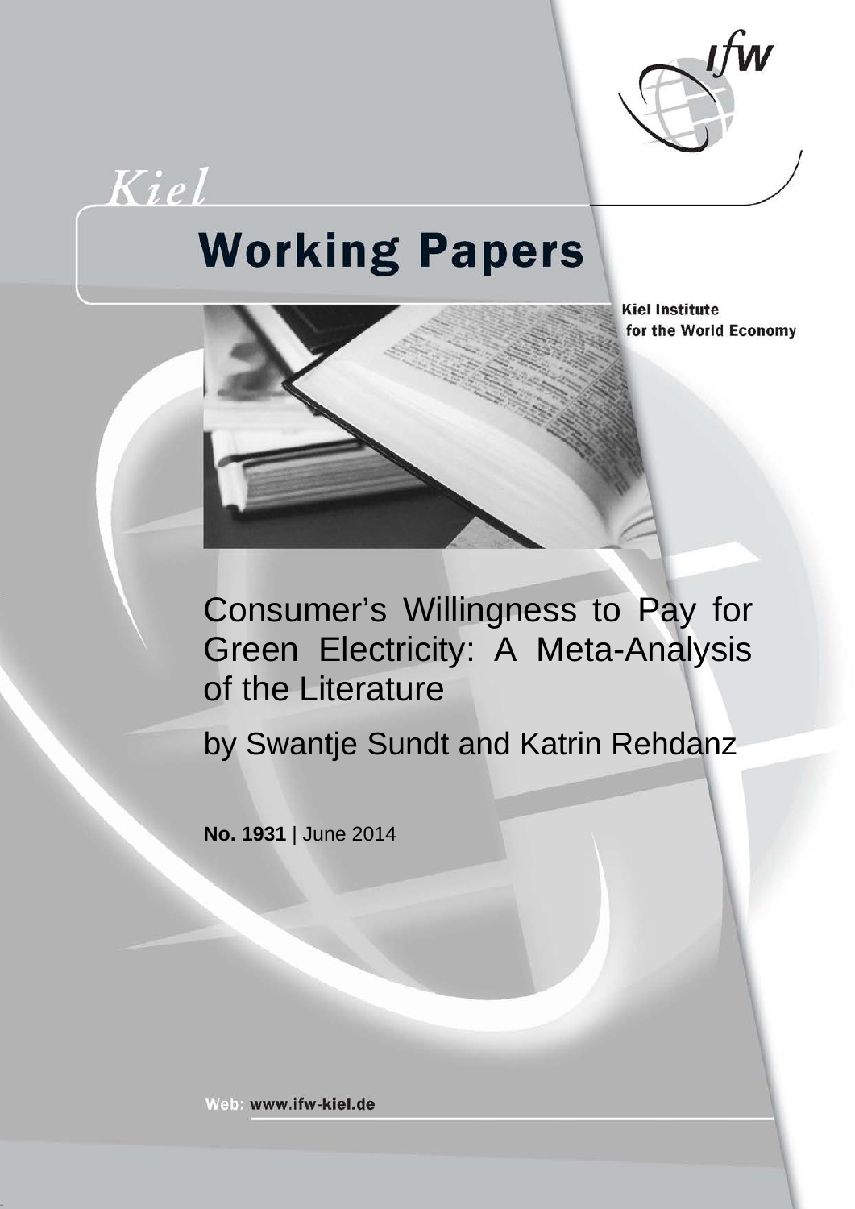Kiel

# Working Papers

Kiel Institute for the World Economy

# Consumer's Willingness to Pay for Green Electricity: A Meta-Analysis of the Literature

by Swantje Sundt and Katrin Rehdanz

**No. 1931** | June 2014

Web: www.ifw-kiel.de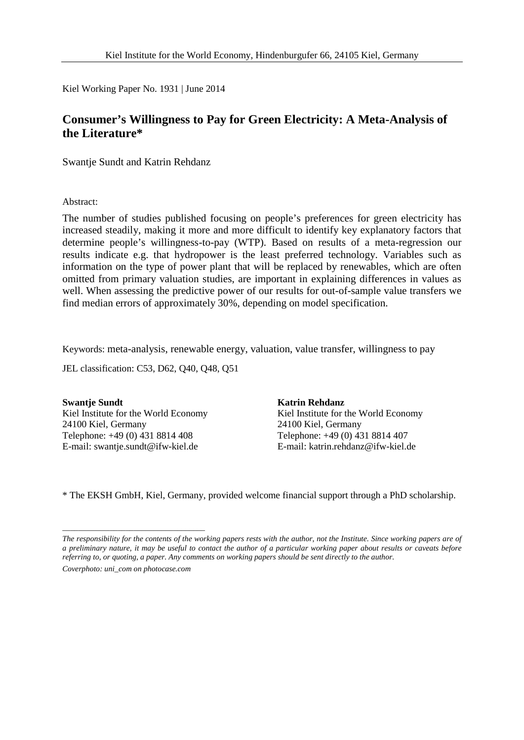Kiel Working Paper No. 1931 | June 2014

# Consumer's Willingness to Pay for Green Electricity: A Meta-Analysis of the Literature*

Swantje Sundt and Katrin Rehdanz

Abstract:

The number of studies published focusing on people's preferences for green electricity has increased steadily, making it more and more difficult to identify key explanatory factors that determine people's willingness-to-pay (WTP). Based on results of a meta-regression our results indicate e.g. that hydropower is the least preferred technology. Variables such as information on the type of power plant that will be replaced by renewables, which are often omitted from primary valuation studies, are important in explaining differences in values as well. When assessing the predictive power of our results for out-of-sample value transfers we find median errors of approximately 30%, depending on model specification.

Keywords: meta-analysis, renewable energy, valuation, value transfer, willingness to pay

JEL classification: C53, D62, Q40, Q48, Q51

**Swantje Sundt**
Kiel Institute for the World Economy
24100 Kiel, Germany
Telephone: +49 (0) 431 8814 408
E-mail: swantje.sundt@ifw-kiel.de

**Katrin Rehdanz**
Kiel Institute for the World Economy
24100 Kiel, Germany
Telephone: +49 (0) 431 8814 407
E-mail: katrin.rehdanz@ifw-kiel.de

* The EKSH GmbH, Kiel, Germany, provided welcome financial support through a PhD scholarship.

---

*The responsibility for the contents of the working papers rests with the author, not the Institute. Since working papers are of a preliminary nature, it may be useful to contact the author of a particular working paper about results or caveats before referring to, or quoting, a paper. Any comments on working papers should be sent directly to the author.*

*Coverphoto: uni_com on photocase.com*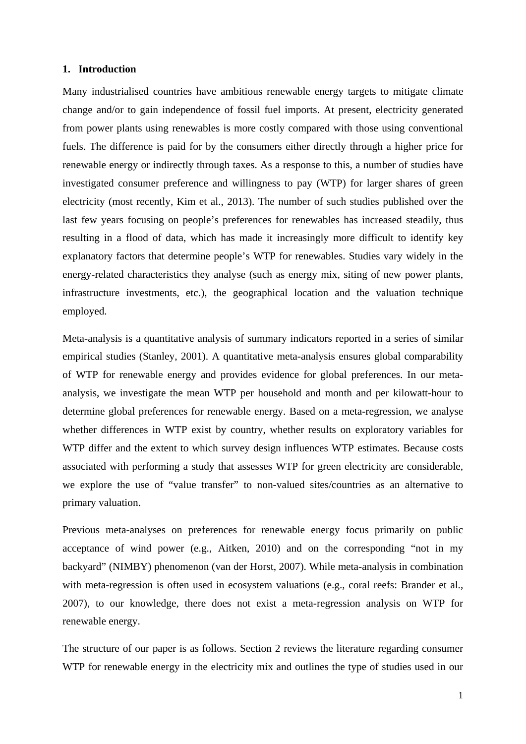## 1. Introduction

Many industrialised countries have ambitious renewable energy targets to mitigate climate change and/or to gain independence of fossil fuel imports. At present, electricity generated from power plants using renewables is more costly compared with those using conventional fuels. The difference is paid for by the consumers either directly through a higher price for renewable energy or indirectly through taxes. As a response to this, a number of studies have investigated consumer preference and willingness to pay (WTP) for larger shares of green electricity (most recently, Kim et al., 2013). The number of such studies published over the last few years focusing on people's preferences for renewables has increased steadily, thus resulting in a flood of data, which has made it increasingly more difficult to identify key explanatory factors that determine people's WTP for renewables. Studies vary widely in the energy-related characteristics they analyse (such as energy mix, siting of new power plants, infrastructure investments, etc.), the geographical location and the valuation technique employed.

Meta-analysis is a quantitative analysis of summary indicators reported in a series of similar empirical studies (Stanley, 2001). A quantitative meta-analysis ensures global comparability of WTP for renewable energy and provides evidence for global preferences. In our meta-analysis, we investigate the mean WTP per household and month and per kilowatt-hour to determine global preferences for renewable energy. Based on a meta-regression, we analyse whether differences in WTP exist by country, whether results on exploratory variables for WTP differ and the extent to which survey design influences WTP estimates. Because costs associated with performing a study that assesses WTP for green electricity are considerable, we explore the use of "value transfer" to non-valued sites/countries as an alternative to primary valuation.

Previous meta-analyses on preferences for renewable energy focus primarily on public acceptance of wind power (e.g., Aitken, 2010) and on the corresponding "not in my backyard" (NIMBY) phenomenon (van der Horst, 2007). While meta-analysis in combination with meta-regression is often used in ecosystem valuations (e.g., coral reefs: Brander et al., 2007), to our knowledge, there does not exist a meta-regression analysis on WTP for renewable energy.

The structure of our paper is as follows. Section 2 reviews the literature regarding consumer WTP for renewable energy in the electricity mix and outlines the type of studies used in our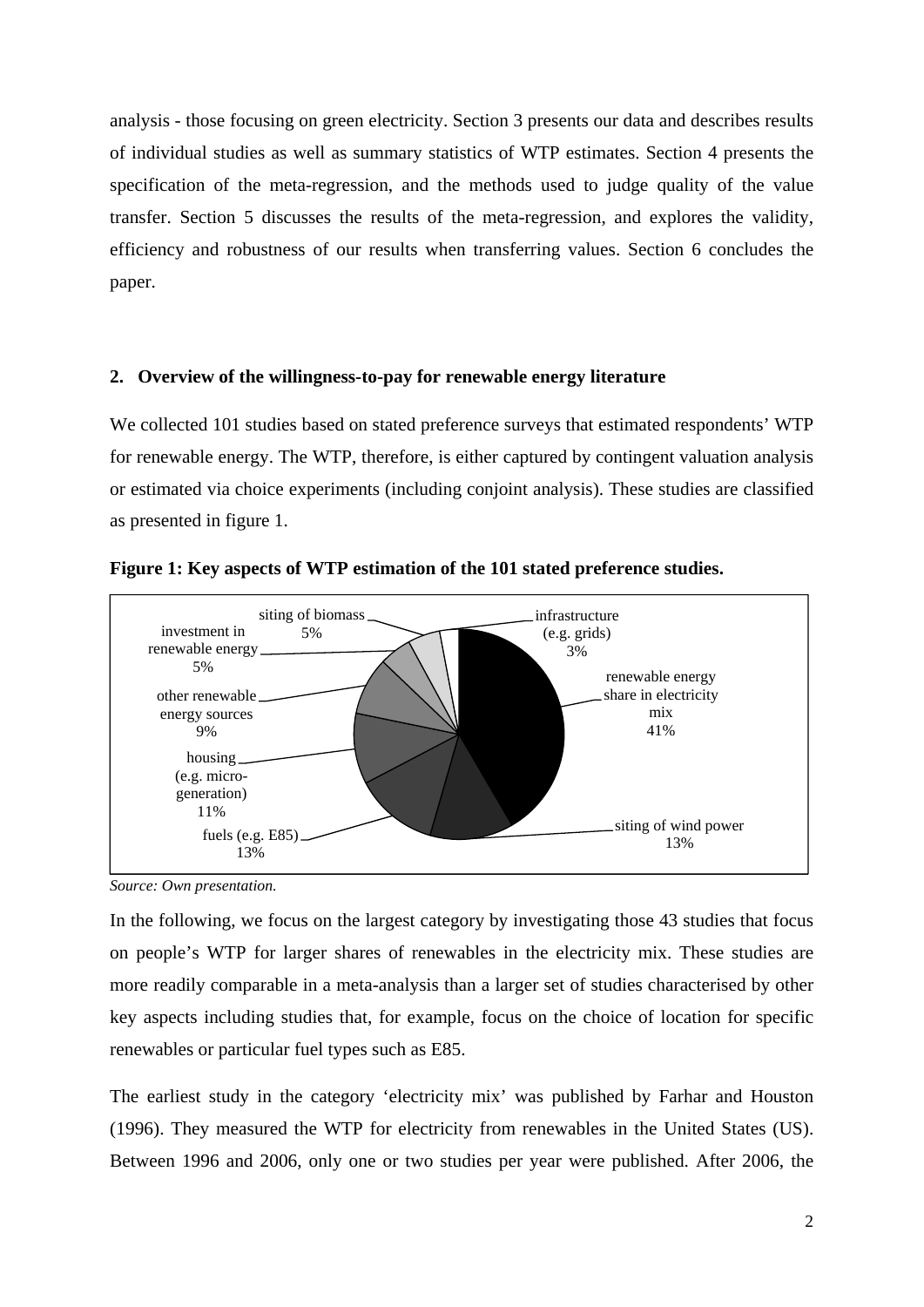analysis - those focusing on green electricity. Section 3 presents our data and describes results of individual studies as well as summary statistics of WTP estimates. Section 4 presents the specification of the meta-regression, and the methods used to judge quality of the value transfer. Section 5 discusses the results of the meta-regression, and explores the validity, efficiency and robustness of our results when transferring values. Section 6 concludes the paper.

## 2. Overview of the willingness-to-pay for renewable energy literature

We collected 101 studies based on stated preference surveys that estimated respondents' WTP for renewable energy. The WTP, therefore, is either captured by contingent valuation analysis or estimated via choice experiments (including conjoint analysis). These studies are classified as presented in figure 1.

**Figure 1: Key aspects of WTP estimation of the 101 stated preference studies.**

| Category | Share |
|---|---|
| renewable energy share in electricity mix | 41% |
| siting of wind power | 13% |
| fuels (e.g. E85) | 13% |
| housing (e.g. micro-generation) | 11% |
| other renewable energy sources | 9% |
| investment in renewable energy | 5% |
| siting of biomass | 5% |
| infrastructure (e.g. grids) | 3% |

*Source: Own presentation.*

In the following, we focus on the largest category by investigating those 43 studies that focus on people's WTP for larger shares of renewables in the electricity mix. These studies are more readily comparable in a meta-analysis than a larger set of studies characterised by other key aspects including studies that, for example, focus on the choice of location for specific renewables or particular fuel types such as E85.

The earliest study in the category 'electricity mix' was published by Farhar and Houston (1996). They measured the WTP for electricity from renewables in the United States (US). Between 1996 and 2006, only one or two studies per year were published. After 2006, the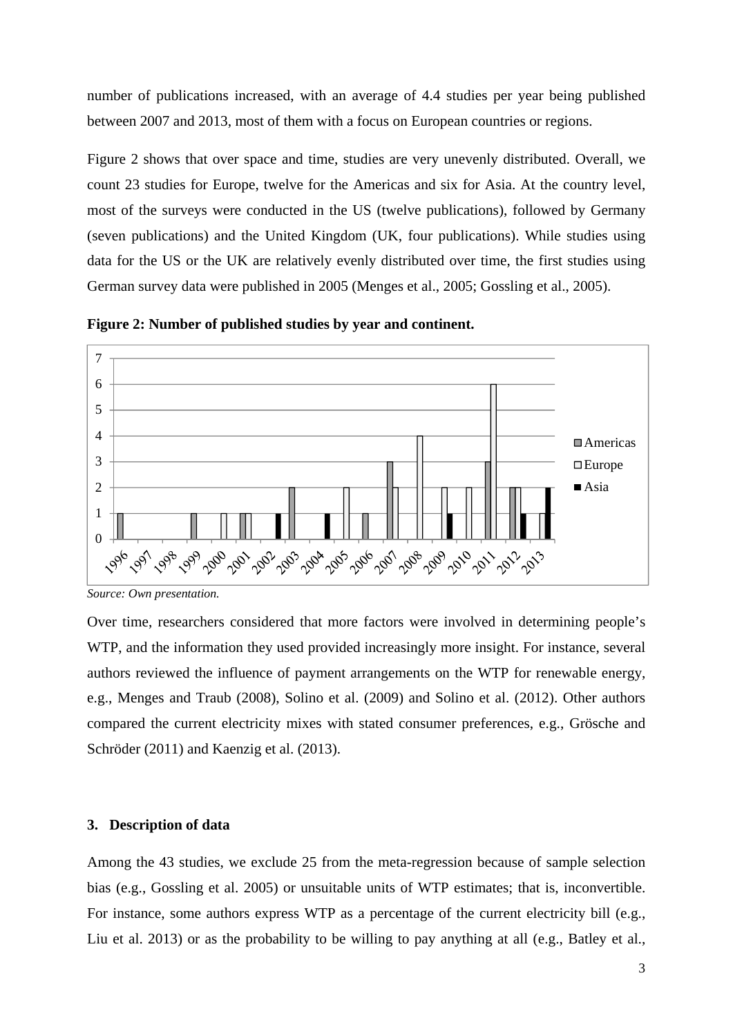number of publications increased, with an average of 4.4 studies per year being published between 2007 and 2013, most of them with a focus on European countries or regions.

Figure 2 shows that over space and time, studies are very unevenly distributed. Overall, we count 23 studies for Europe, twelve for the Americas and six for Asia. At the country level, most of the surveys were conducted in the US (twelve publications), followed by Germany (seven publications) and the United Kingdom (UK, four publications). While studies using data for the US or the UK are relatively evenly distributed over time, the first studies using German survey data were published in 2005 (Menges et al., 2005; Gossling et al., 2005).

**Figure 2: Number of published studies by year and continent.**

| Year | Americas | Europe | Asia |
|---|---|---|---|
| 1996 | 1 | 0 | 0 |
| 1997 | 0 | 0 | 0 |
| 1998 | 0 | 0 | 0 |
| 1999 | 1 | 0 | 0 |
| 2000 | 0 | 1 | 0 |
| 2001 | 1 | 1 | 0 |
| 2002 | 0 | 0 | 1 |
| 2003 | 2 | 0 | 0 |
| 2004 | 0 | 0 | 1 |
| 2005 | 0 | 2 | 0 |
| 2006 | 1 | 0 | 0 |
| 2007 | 3 | 2 | 0 |
| 2008 | 0 | 4 | 0 |
| 2009 | 0 | 2 | 1 |
| 2010 | 0 | 2 | 0 |
| 2011 | 3 | 6 | 0 |
| 2012 | 2 | 2 | 1 |
| 2013 | 0 | 1 | 2 |

*Source: Own presentation.*

Over time, researchers considered that more factors were involved in determining people's WTP, and the information they used provided increasingly more insight. For instance, several authors reviewed the influence of payment arrangements on the WTP for renewable energy, e.g., Menges and Traub (2008), Solino et al. (2009) and Solino et al. (2012). Other authors compared the current electricity mixes with stated consumer preferences, e.g., Grösche and Schröder (2011) and Kaenzig et al. (2013).

## 3. Description of data

Among the 43 studies, we exclude 25 from the meta-regression because of sample selection bias (e.g., Gossling et al. 2005) or unsuitable units of WTP estimates; that is, inconvertible. For instance, some authors express WTP as a percentage of the current electricity bill (e.g., Liu et al. 2013) or as the probability to be willing to pay anything at all (e.g., Batley et al.,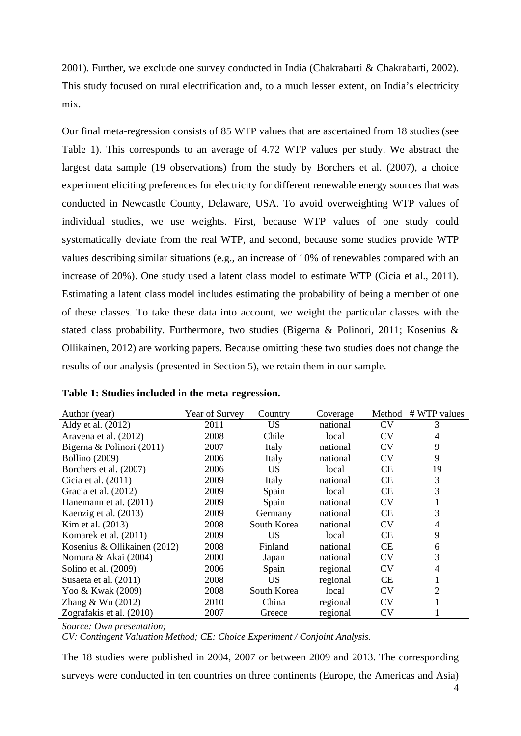2001). Further, we exclude one survey conducted in India (Chakrabarti & Chakrabarti, 2002). This study focused on rural electrification and, to a much lesser extent, on India's electricity mix.

Our final meta-regression consists of 85 WTP values that are ascertained from 18 studies (see Table 1). This corresponds to an average of 4.72 WTP values per study. We abstract the largest data sample (19 observations) from the study by Borchers et al. (2007), a choice experiment eliciting preferences for electricity for different renewable energy sources that was conducted in Newcastle County, Delaware, USA. To avoid overweighting WTP values of individual studies, we use weights. First, because WTP values of one study could systematically deviate from the real WTP, and second, because some studies provide WTP values describing similar situations (e.g., an increase of 10% of renewables compared with an increase of 20%). One study used a latent class model to estimate WTP (Cicia et al., 2011). Estimating a latent class model includes estimating the probability of being a member of one of these classes. To take these data into account, we weight the particular classes with the stated class probability. Furthermore, two studies (Bigerna & Polinori, 2011; Kosenius & Ollikainen, 2012) are working papers. Because omitting these two studies does not change the results of our analysis (presented in Section 5), we retain them in our sample.

**Table 1: Studies included in the meta-regression.**

| Author (year) | Year of Survey | Country | Coverage | Method | # WTP values |
|---|---|---|---|---|---|
| Aldy et al. (2012) | 2011 | US | national | CV | 3 |
| Aravena et al. (2012) | 2008 | Chile | local | CV | 4 |
| Bigerna & Polinori (2011) | 2007 | Italy | national | CV | 9 |
| Bollino (2009) | 2006 | Italy | national | CV | 9 |
| Borchers et al. (2007) | 2006 | US | local | CE | 19 |
| Cicia et al. (2011) | 2009 | Italy | national | CE | 3 |
| Gracia et al. (2012) | 2009 | Spain | local | CE | 3 |
| Hanemann et al. (2011) | 2009 | Spain | national | CV | 1 |
| Kaenzig et al. (2013) | 2009 | Germany | national | CE | 3 |
| Kim et al. (2013) | 2008 | South Korea | national | CV | 4 |
| Komarek et al. (2011) | 2009 | US | local | CE | 9 |
| Kosenius & Ollikainen (2012) | 2008 | Finland | national | CE | 6 |
| Nomura & Akai (2004) | 2000 | Japan | national | CV | 3 |
| Solino et al. (2009) | 2006 | Spain | regional | CV | 4 |
| Susaeta et al. (2011) | 2008 | US | regional | CE | 1 |
| Yoo & Kwak (2009) | 2008 | South Korea | local | CV | 2 |
| Zhang & Wu (2012) | 2010 | China | regional | CV | 1 |
| Zografakis et al. (2010) | 2007 | Greece | regional | CV | 1 |

*Source: Own presentation;*
*CV: Contingent Valuation Method; CE: Choice Experiment / Conjoint Analysis.*

The 18 studies were published in 2004, 2007 or between 2009 and 2013. The corresponding surveys were conducted in ten countries on three continents (Europe, the Americas and Asia)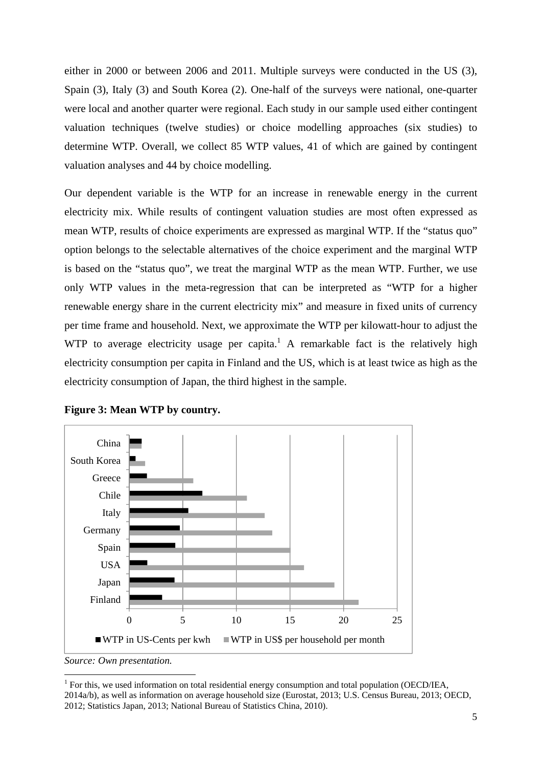either in 2000 or between 2006 and 2011. Multiple surveys were conducted in the US (3), Spain (3), Italy (3) and South Korea (2). One-half of the surveys were national, one-quarter were local and another quarter were regional. Each study in our sample used either contingent valuation techniques (twelve studies) or choice modelling approaches (six studies) to determine WTP. Overall, we collect 85 WTP values, 41 of which are gained by contingent valuation analyses and 44 by choice modelling.

Our dependent variable is the WTP for an increase in renewable energy in the current electricity mix. While results of contingent valuation studies are most often expressed as mean WTP, results of choice experiments are expressed as marginal WTP. If the "status quo" option belongs to the selectable alternatives of the choice experiment and the marginal WTP is based on the "status quo", we treat the marginal WTP as the mean WTP. Further, we use only WTP values in the meta-regression that can be interpreted as "WTP for a higher renewable energy share in the current electricity mix" and measure in fixed units of currency per time frame and household. Next, we approximate the WTP per kilowatt-hour to adjust the WTP to average electricity usage per capita.[1] A remarkable fact is the relatively high electricity consumption per capita in Finland and the US, which is at least twice as high as the electricity consumption of Japan, the third highest in the sample.

**Figure 3: Mean WTP by country.**

*Source: Own presentation.*

[1] For this, we used information on total residential energy consumption and total population (OECD/IEA, 2014a/b), as well as information on average household size (Eurostat, 2013; U.S. Census Bureau, 2013; OECD, 2012; Statistics Japan, 2013; National Bureau of Statistics China, 2010).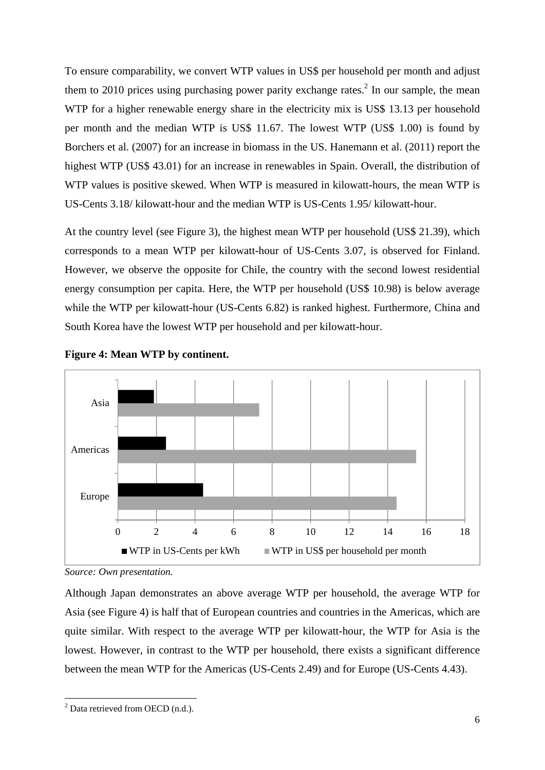To ensure comparability, we convert WTP values in US$ per household per month and adjust them to 2010 prices using purchasing power parity exchange rates.[2] In our sample, the mean WTP for a higher renewable energy share in the electricity mix is US$ 13.13 per household per month and the median WTP is US$ 11.67. The lowest WTP (US$ 1.00) is found by Borchers et al. (2007) for an increase in biomass in the US. Hanemann et al. (2011) report the highest WTP (US$ 43.01) for an increase in renewables in Spain. Overall, the distribution of WTP values is positive skewed. When WTP is measured in kilowatt-hours, the mean WTP is US-Cents 3.18/ kilowatt-hour and the median WTP is US-Cents 1.95/ kilowatt-hour.

At the country level (see Figure 3), the highest mean WTP per household (US$ 21.39), which corresponds to a mean WTP per kilowatt-hour of US-Cents 3.07, is observed for Finland. However, we observe the opposite for Chile, the country with the second lowest residential energy consumption per capita. Here, the WTP per household (US$ 10.98) is below average while the WTP per kilowatt-hour (US-Cents 6.82) is ranked highest. Furthermore, China and South Korea have the lowest WTP per household and per kilowatt-hour.

**Figure 4: Mean WTP by continent.**

*Source: Own presentation.*

Although Japan demonstrates an above average WTP per household, the average WTP for Asia (see Figure 4) is half that of European countries and countries in the Americas, which are quite similar. With respect to the average WTP per kilowatt-hour, the WTP for Asia is the lowest. However, in contrast to the WTP per household, there exists a significant difference between the mean WTP for the Americas (US-Cents 2.49) and for Europe (US-Cents 4.43).

[2] Data retrieved from OECD (n.d.).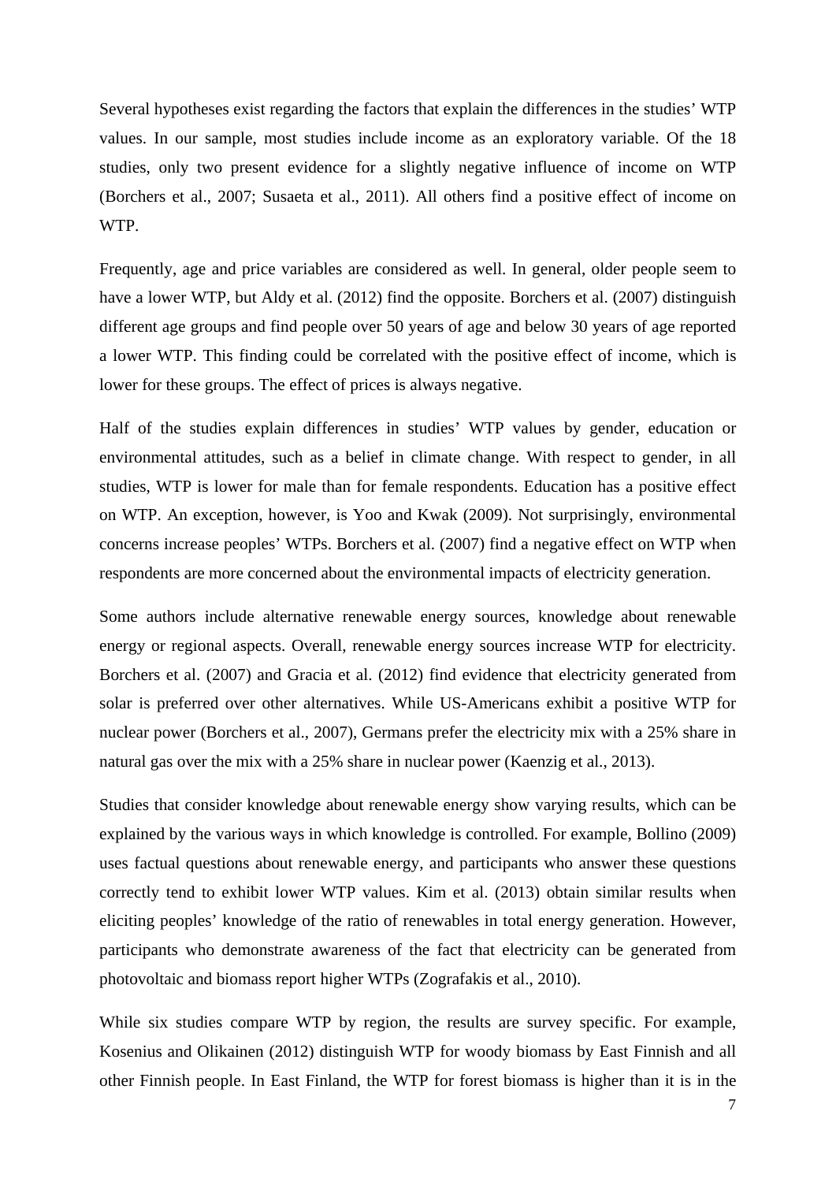Several hypotheses exist regarding the factors that explain the differences in the studies' WTP values. In our sample, most studies include income as an exploratory variable. Of the 18 studies, only two present evidence for a slightly negative influence of income on WTP (Borchers et al., 2007; Susaeta et al., 2011). All others find a positive effect of income on WTP.

Frequently, age and price variables are considered as well. In general, older people seem to have a lower WTP, but Aldy et al. (2012) find the opposite. Borchers et al. (2007) distinguish different age groups and find people over 50 years of age and below 30 years of age reported a lower WTP. This finding could be correlated with the positive effect of income, which is lower for these groups. The effect of prices is always negative.

Half of the studies explain differences in studies' WTP values by gender, education or environmental attitudes, such as a belief in climate change. With respect to gender, in all studies, WTP is lower for male than for female respondents. Education has a positive effect on WTP. An exception, however, is Yoo and Kwak (2009). Not surprisingly, environmental concerns increase peoples' WTPs. Borchers et al. (2007) find a negative effect on WTP when respondents are more concerned about the environmental impacts of electricity generation.

Some authors include alternative renewable energy sources, knowledge about renewable energy or regional aspects. Overall, renewable energy sources increase WTP for electricity. Borchers et al. (2007) and Gracia et al. (2012) find evidence that electricity generated from solar is preferred over other alternatives. While US-Americans exhibit a positive WTP for nuclear power (Borchers et al., 2007), Germans prefer the electricity mix with a 25% share in natural gas over the mix with a 25% share in nuclear power (Kaenzig et al., 2013).

Studies that consider knowledge about renewable energy show varying results, which can be explained by the various ways in which knowledge is controlled. For example, Bollino (2009) uses factual questions about renewable energy, and participants who answer these questions correctly tend to exhibit lower WTP values. Kim et al. (2013) obtain similar results when eliciting peoples' knowledge of the ratio of renewables in total energy generation. However, participants who demonstrate awareness of the fact that electricity can be generated from photovoltaic and biomass report higher WTPs (Zografakis et al., 2010).

While six studies compare WTP by region, the results are survey specific. For example, Kosenius and Olikainen (2012) distinguish WTP for woody biomass by East Finnish and all other Finnish people. In East Finland, the WTP for forest biomass is higher than it is in the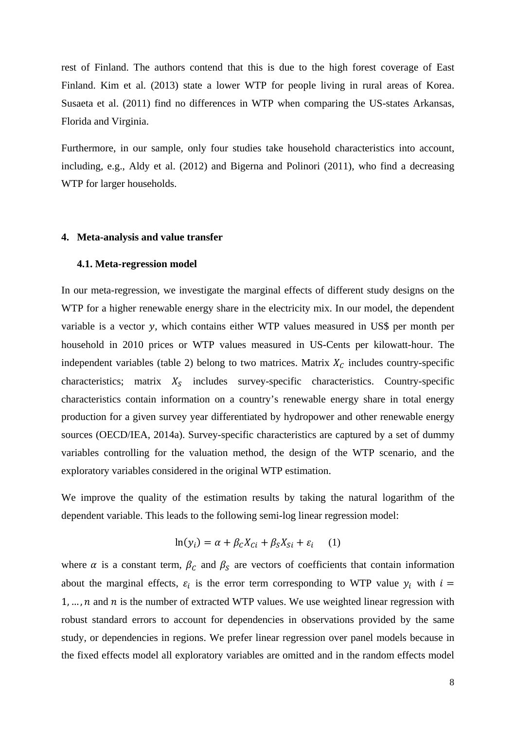rest of Finland. The authors contend that this is due to the high forest coverage of East Finland. Kim et al. (2013) state a lower WTP for people living in rural areas of Korea. Susaeta et al. (2011) find no differences in WTP when comparing the US-states Arkansas, Florida and Virginia.

Furthermore, in our sample, only four studies take household characteristics into account, including, e.g., Aldy et al. (2012) and Bigerna and Polinori (2011), who find a decreasing WTP for larger households.

## 4. Meta-analysis and value transfer

### 4.1. Meta-regression model

In our meta-regression, we investigate the marginal effects of different study designs on the WTP for a higher renewable energy share in the electricity mix. In our model, the dependent variable is a vector $y$, which contains either WTP values measured in US$ per month per household in 2010 prices or WTP values measured in US-Cents per kilowatt-hour. The independent variables (table 2) belong to two matrices. Matrix $X_C$ includes country-specific characteristics; matrix $X_S$ includes survey-specific characteristics. Country-specific characteristics contain information on a country's renewable energy share in total energy production for a given survey year differentiated by hydropower and other renewable energy sources (OECD/IEA, 2014a). Survey-specific characteristics are captured by a set of dummy variables controlling for the valuation method, the design of the WTP scenario, and the exploratory variables considered in the original WTP estimation.

We improve the quality of the estimation results by taking the natural logarithm of the dependent variable. This leads to the following semi-log linear regression model:

$$\ln(y_i) = \alpha + \beta_C X_{Ci} + \beta_S X_{Si} + \varepsilon_i \qquad (1)$$

where $\alpha$ is a constant term, $\beta_C$ and $\beta_S$ are vectors of coefficients that contain information about the marginal effects, $\varepsilon_i$ is the error term corresponding to WTP value $y_i$ with $i = 1, \ldots, n$ and $n$ is the number of extracted WTP values. We use weighted linear regression with robust standard errors to account for dependencies in observations provided by the same study, or dependencies in regions. We prefer linear regression over panel models because in the fixed effects model all exploratory variables are omitted and in the random effects model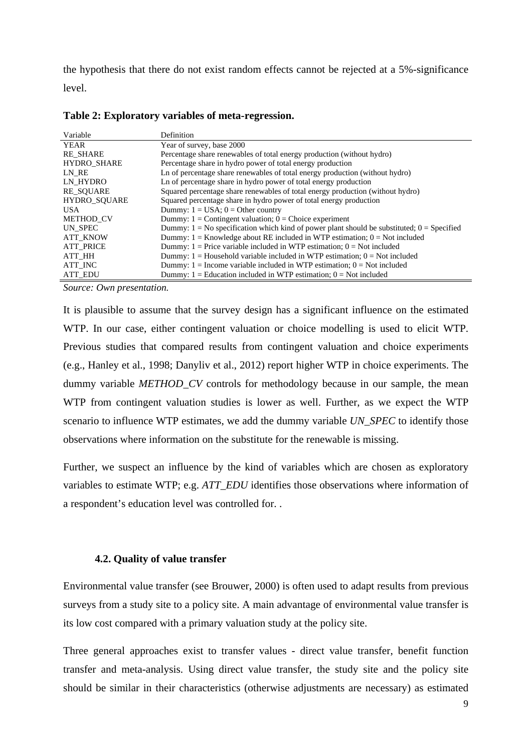the hypothesis that there do not exist random effects cannot be rejected at a 5%-significance level.

**Table 2: Exploratory variables of meta-regression.**

| Variable | Definition |
|---|---|
| YEAR | Year of survey, base 2000 |
| RE_SHARE | Percentage share renewables of total energy production (without hydro) |
| HYDRO_SHARE | Percentage share in hydro power of total energy production |
| LN_RE | Ln of percentage share renewables of total energy production (without hydro) |
| LN_HYDRO | Ln of percentage share in hydro power of total energy production |
| RE_SQUARE | Squared percentage share renewables of total energy production (without hydro) |
| HYDRO_SQUARE | Squared percentage share in hydro power of total energy production |
| USA | Dummy: 1 = USA; 0 = Other country |
| METHOD_CV | Dummy: 1 = Contingent valuation; 0 = Choice experiment |
| UN_SPEC | Dummy: 1 = No specification which kind of power plant should be substituted; 0 = Specified |
| ATT_KNOW | Dummy: 1 = Knowledge about RE included in WTP estimation; 0 = Not included |
| ATT_PRICE | Dummy: 1 = Price variable included in WTP estimation; 0 = Not included |
| ATT_HH | Dummy: 1 = Household variable included in WTP estimation; 0 = Not included |
| ATT_INC | Dummy: 1 = Income variable included in WTP estimation; 0 = Not included |
| ATT_EDU | Dummy: 1 = Education included in WTP estimation; 0 = Not included |

*Source: Own presentation.*

It is plausible to assume that the survey design has a significant influence on the estimated WTP. In our case, either contingent valuation or choice modelling is used to elicit WTP. Previous studies that compared results from contingent valuation and choice experiments (e.g., Hanley et al., 1998; Danyliv et al., 2012) report higher WTP in choice experiments. The dummy variable *METHOD_CV* controls for methodology because in our sample, the mean WTP from contingent valuation studies is lower as well. Further, as we expect the WTP scenario to influence WTP estimates, we add the dummy variable *UN_SPEC* to identify those observations where information on the substitute for the renewable is missing.

Further, we suspect an influence by the kind of variables which are chosen as exploratory variables to estimate WTP; e.g. *ATT_EDU* identifies those observations where information of a respondent's education level was controlled for. .

### 4.2. Quality of value transfer

Environmental value transfer (see Brouwer, 2000) is often used to adapt results from previous surveys from a study site to a policy site. A main advantage of environmental value transfer is its low cost compared with a primary valuation study at the policy site.

Three general approaches exist to transfer values - direct value transfer, benefit function transfer and meta-analysis. Using direct value transfer, the study site and the policy site should be similar in their characteristics (otherwise adjustments are necessary) as estimated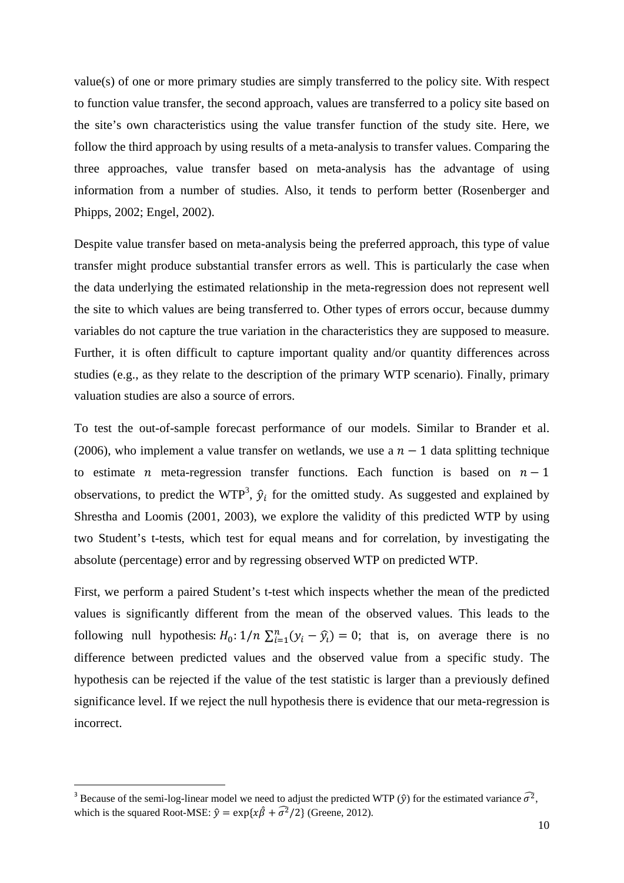value(s) of one or more primary studies are simply transferred to the policy site. With respect to function value transfer, the second approach, values are transferred to a policy site based on the site's own characteristics using the value transfer function of the study site. Here, we follow the third approach by using results of a meta-analysis to transfer values. Comparing the three approaches, value transfer based on meta-analysis has the advantage of using information from a number of studies. Also, it tends to perform better (Rosenberger and Phipps, 2002; Engel, 2002).

Despite value transfer based on meta-analysis being the preferred approach, this type of value transfer might produce substantial transfer errors as well. This is particularly the case when the data underlying the estimated relationship in the meta-regression does not represent well the site to which values are being transferred to. Other types of errors occur, because dummy variables do not capture the true variation in the characteristics they are supposed to measure. Further, it is often difficult to capture important quality and/or quantity differences across studies (e.g., as they relate to the description of the primary WTP scenario). Finally, primary valuation studies are also a source of errors.

To test the out-of-sample forecast performance of our models. Similar to Brander et al. (2006), who implement a value transfer on wetlands, we use a $n-1$ data splitting technique to estimate $n$ meta-regression transfer functions. Each function is based on $n-1$ observations, to predict the WTP[3], $\hat{y}_i$ for the omitted study. As suggested and explained by Shrestha and Loomis (2001, 2003), we explore the validity of this predicted WTP by using two Student's t-tests, which test for equal means and for correlation, by investigating the absolute (percentage) error and by regressing observed WTP on predicted WTP.

First, we perform a paired Student's t-test which inspects whether the mean of the predicted values is significantly different from the mean of the observed values. This leads to the following null hypothesis: $H_0: 1/n \sum_{i=1}^{n}(y_i - \hat{y}_i) = 0$; that is, on average there is no difference between predicted values and the observed value from a specific study. The hypothesis can be rejected if the value of the test statistic is larger than a previously defined significance level. If we reject the null hypothesis there is evidence that our meta-regression is incorrect.

[3] Because of the semi-log-linear model we need to adjust the predicted WTP ($\hat{y}$) for the estimated variance $\widehat{\sigma^2}$, which is the squared Root-MSE: $\hat{y} = \exp\{x\hat{\beta} + \widehat{\sigma^2}/2\}$ (Greene, 2012).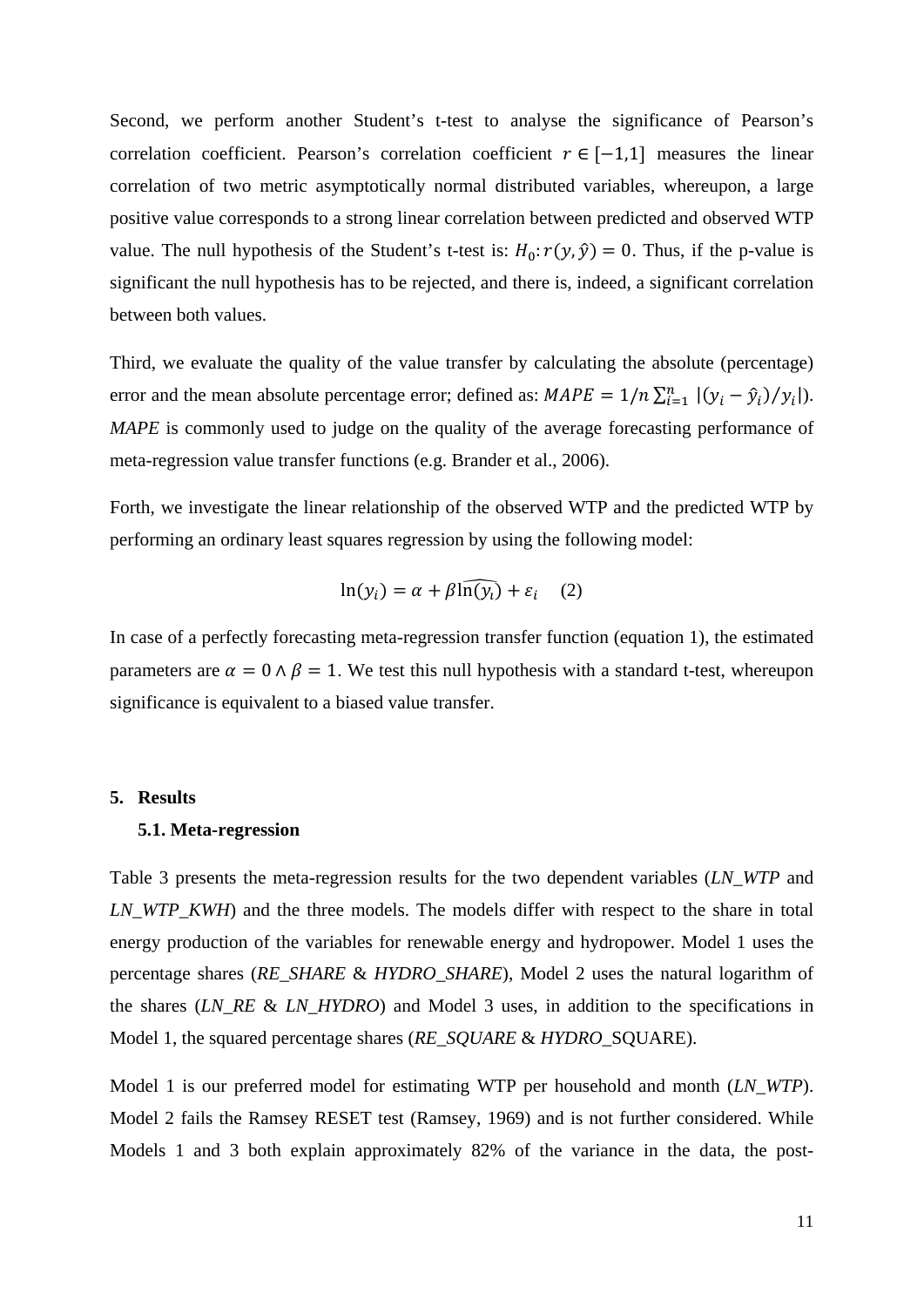Second, we perform another Student's t-test to analyse the significance of Pearson's correlation coefficient. Pearson's correlation coefficient $r \in [-1,1]$ measures the linear correlation of two metric asymptotically normal distributed variables, whereupon, a large positive value corresponds to a strong linear correlation between predicted and observed WTP value. The null hypothesis of the Student's t-test is: $H_0: r(y, \hat{y}) = 0$. Thus, if the p-value is significant the null hypothesis has to be rejected, and there is, indeed, a significant correlation between both values.

Third, we evaluate the quality of the value transfer by calculating the absolute (percentage) error and the mean absolute percentage error; defined as: $MAPE = 1/n \sum_{i=1}^{n} |(y_i - \hat{y}_i)/y_i|$). *MAPE* is commonly used to judge on the quality of the average forecasting performance of meta-regression value transfer functions (e.g. Brander et al., 2006).

Forth, we investigate the linear relationship of the observed WTP and the predicted WTP by performing an ordinary least squares regression by using the following model:

$$\ln(y_i) = \alpha + \beta \widehat{\ln(y_i)} + \varepsilon_i \quad (2)$$

In case of a perfectly forecasting meta-regression transfer function (equation 1), the estimated parameters are $\alpha = 0 \land \beta = 1$. We test this null hypothesis with a standard t-test, whereupon significance is equivalent to a biased value transfer.

## 5. Results

### 5.1. Meta-regression

Table 3 presents the meta-regression results for the two dependent variables (*LN_WTP* and *LN_WTP_KWH*) and the three models. The models differ with respect to the share in total energy production of the variables for renewable energy and hydropower. Model 1 uses the percentage shares (*RE_SHARE* & *HYDRO_SHARE*), Model 2 uses the natural logarithm of the shares (*LN_RE* & *LN_HYDRO*) and Model 3 uses, in addition to the specifications in Model 1, the squared percentage shares (*RE_SQUARE* & *HYDRO_*SQUARE).

Model 1 is our preferred model for estimating WTP per household and month (*LN_WTP*). Model 2 fails the Ramsey RESET test (Ramsey, 1969) and is not further considered. While Models 1 and 3 both explain approximately 82% of the variance in the data, the post-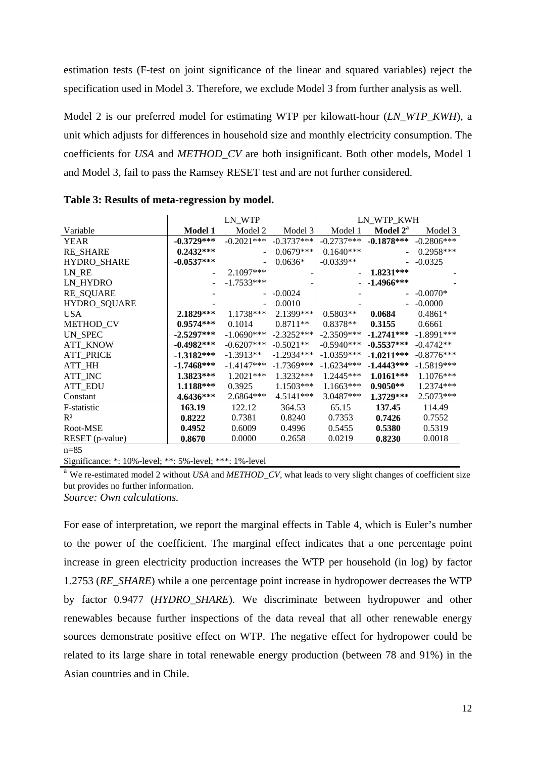estimation tests (F-test on joint significance of the linear and squared variables) reject the specification used in Model 3. Therefore, we exclude Model 3 from further analysis as well.

Model 2 is our preferred model for estimating WTP per kilowatt-hour (*LN_WTP_KWH*), a unit which adjusts for differences in household size and monthly electricity consumption. The coefficients for *USA* and *METHOD_CV* are both insignificant. Both other models, Model 1 and Model 3, fail to pass the Ramsey RESET test and are not further considered.

**Table 3: Results of meta-regression by model.**

| | LN_WTP | | | LN_WTP_KWH | | |
|---|---|---|---|---|---|---|
| Variable | **Model 1** | Model 2 | Model 3 | Model 1 | **Model 2[a]** | Model 3 |
| YEAR | **-0.3729\*\*\*** | -0.2021\*\*\* | -0.3737\*\*\* | -0.2737\*\*\* | **-0.1878\*\*\*** | -0.2806\*\*\* |
| RE_SHARE | **0.2432\*\*\*** | - | 0.0679\*\*\* | 0.1640\*\*\* | - | 0.2958\*\*\* |
| HYDRO_SHARE | **-0.0537\*\*\*** | - | 0.0636\* | -0.0339\*\* | - | -0.0325 |
| LN_RE | - | 2.1097\*\*\* | - | - | **1.8231\*\*\*** | - |
| LN_HYDRO | - | -1.7533\*\*\* | - | - | **-1.4966\*\*\*** | - |
| RE_SQUARE | - | - | -0.0024 | - | - | -0.0070\* |
| HYDRO_SQUARE | - | - | 0.0010 | - | - | -0.0000 |
| USA | **2.1829\*\*\*** | 1.1738\*\*\* | 2.1399\*\*\* | 0.5803\*\* | **0.0684** | 0.4861\* |
| METHOD_CV | **0.9574\*\*\*** | 0.1014 | 0.8711\*\* | 0.8378\*\* | **0.3155** | 0.6661 |
| UN_SPEC | **-2.5297\*\*\*** | -1.0690\*\*\* | -2.3252\*\*\* | -2.3509\*\*\* | **-1.2741\*\*\*** | -1.8991\*\*\* |
| ATT_KNOW | **-0.4982\*\*\*** | -0.6207\*\*\* | -0.5021\*\* | -0.5940\*\*\* | **-0.5537\*\*\*** | -0.4742\*\* |
| ATT_PRICE | **-1.3182\*\*\*** | -1.3913\*\* | -1.2934\*\*\* | -1.0359\*\*\* | **-1.0211\*\*\*** | -0.8776\*\*\* |
| ATT_HH | **-1.7468\*\*\*** | -1.4147\*\*\* | -1.7369\*\*\* | -1.6234\*\*\* | **-1.4443\*\*\*** | -1.5819\*\*\* |
| ATT_INC | **1.3823\*\*\*** | 1.2021\*\*\* | 1.3232\*\*\* | 1.2445\*\*\* | **1.0161\*\*\*** | 1.1076\*\*\* |
| ATT_EDU | **1.1188\*\*\*** | 0.3925 | 1.1503\*\*\* | 1.1663\*\*\* | **0.9050\*\*** | 1.2374\*\*\* |
| Constant | **4.6436\*\*\*** | 2.6864\*\*\* | 4.5141\*\*\* | 3.0487\*\*\* | **1.3729\*\*\*** | 2.5073\*\*\* |
| F-statistic | **163.19** | 122.12 | 364.53 | 65.15 | **137.45** | 114.49 |
| $R^2$ | **0.8222** | 0.7381 | 0.8240 | 0.7353 | **0.7426** | 0.7552 |
| Root-MSE | **0.4952** | 0.6009 | 0.4996 | 0.5455 | **0.5380** | 0.5319 |
| RESET (p-value) | **0.8670** | 0.0000 | 0.2658 | 0.0219 | **0.8230** | 0.0018 |

n=85

Significance: \*: 10%-level; \*\*: 5%-level; \*\*\*: 1%-level

[a] We re-estimated model 2 without *USA* and *METHOD_CV*, what leads to very slight changes of coefficient size but provides no further information.

*Source: Own calculations.*

For ease of interpretation, we report the marginal effects in Table 4, which is Euler's number to the power of the coefficient. The marginal effect indicates that a one percentage point increase in green electricity production increases the WTP per household (in log) by factor 1.2753 (*RE_SHARE*) while a one percentage point increase in hydropower decreases the WTP by factor 0.9477 (*HYDRO_SHARE*). We discriminate between hydropower and other renewables because further inspections of the data reveal that all other renewable energy sources demonstrate positive effect on WTP. The negative effect for hydropower could be related to its large share in total renewable energy production (between 78 and 91%) in the Asian countries and in Chile.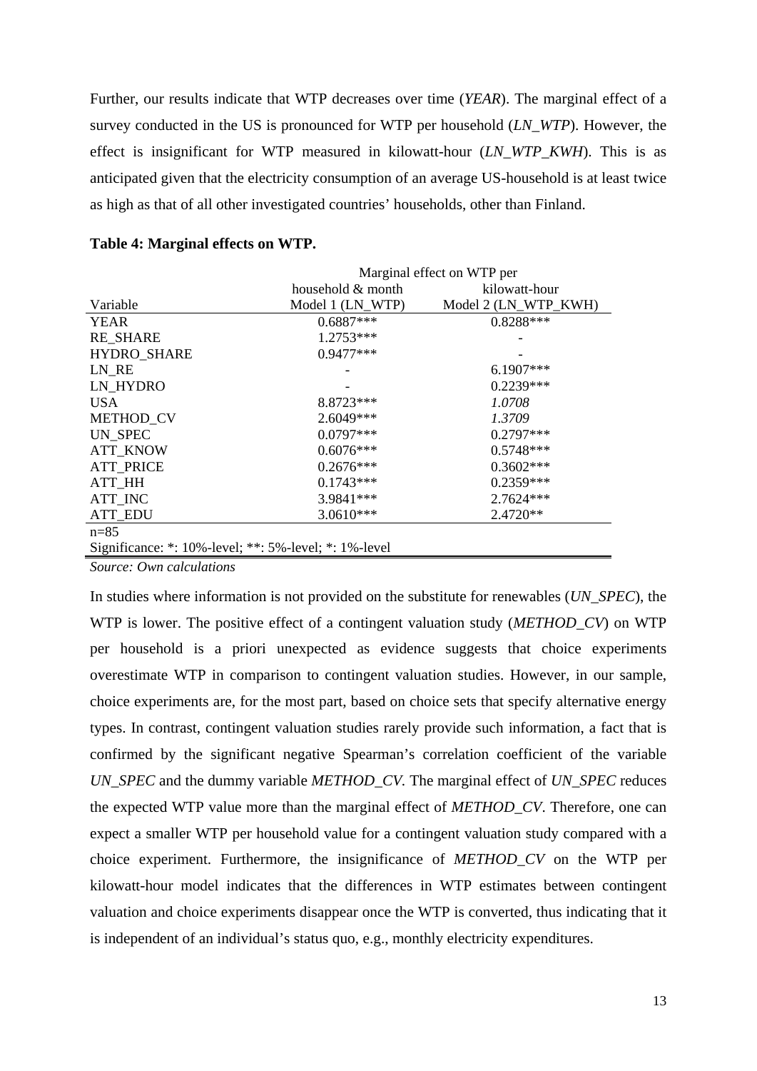Further, our results indicate that WTP decreases over time (*YEAR*). The marginal effect of a survey conducted in the US is pronounced for WTP per household (*LN_WTP*). However, the effect is insignificant for WTP measured in kilowatt-hour (*LN_WTP_KWH*). This is as anticipated given that the electricity consumption of an average US-household is at least twice as high as that of all other investigated countries' households, other than Finland.

**Table 4: Marginal effects on WTP.**

| | Marginal effect on WTP per | |
|---|---|---|
| | household & month | kilowatt-hour |
| Variable | Model 1 (LN_WTP) | Model 2 (LN_WTP_KWH) |
| YEAR | 0.6887*** | 0.8288*** |
| RE_SHARE | 1.2753*** | - |
| HYDRO_SHARE | 0.9477*** | - |
| LN_RE | - | 6.1907*** |
| LN_HYDRO | - | 0.2239*** |
| USA | 8.8723*** | *1.0708* |
| METHOD_CV | 2.6049*** | *1.3709* |
| UN_SPEC | 0.0797*** | 0.2797*** |
| ATT_KNOW | 0.6076*** | 0.5748*** |
| ATT_PRICE | 0.2676*** | 0.3602*** |
| ATT_HH | 0.1743*** | 0.2359*** |
| ATT_INC | 3.9841*** | 2.7624*** |
| ATT_EDU | 3.0610*** | 2.4720** |

n=85

Significance: *: 10%-level; **: 5%-level; *: 1%-level

*Source: Own calculations*

In studies where information is not provided on the substitute for renewables (*UN_SPEC*), the WTP is lower. The positive effect of a contingent valuation study (*METHOD_CV*) on WTP per household is a priori unexpected as evidence suggests that choice experiments overestimate WTP in comparison to contingent valuation studies. However, in our sample, choice experiments are, for the most part, based on choice sets that specify alternative energy types. In contrast, contingent valuation studies rarely provide such information, a fact that is confirmed by the significant negative Spearman's correlation coefficient of the variable *UN_SPEC* and the dummy variable *METHOD_CV*. The marginal effect of *UN_SPEC* reduces the expected WTP value more than the marginal effect of *METHOD_CV*. Therefore, one can expect a smaller WTP per household value for a contingent valuation study compared with a choice experiment. Furthermore, the insignificance of *METHOD_CV* on the WTP per kilowatt-hour model indicates that the differences in WTP estimates between contingent valuation and choice experiments disappear once the WTP is converted, thus indicating that it is independent of an individual's status quo, e.g., monthly electricity expenditures.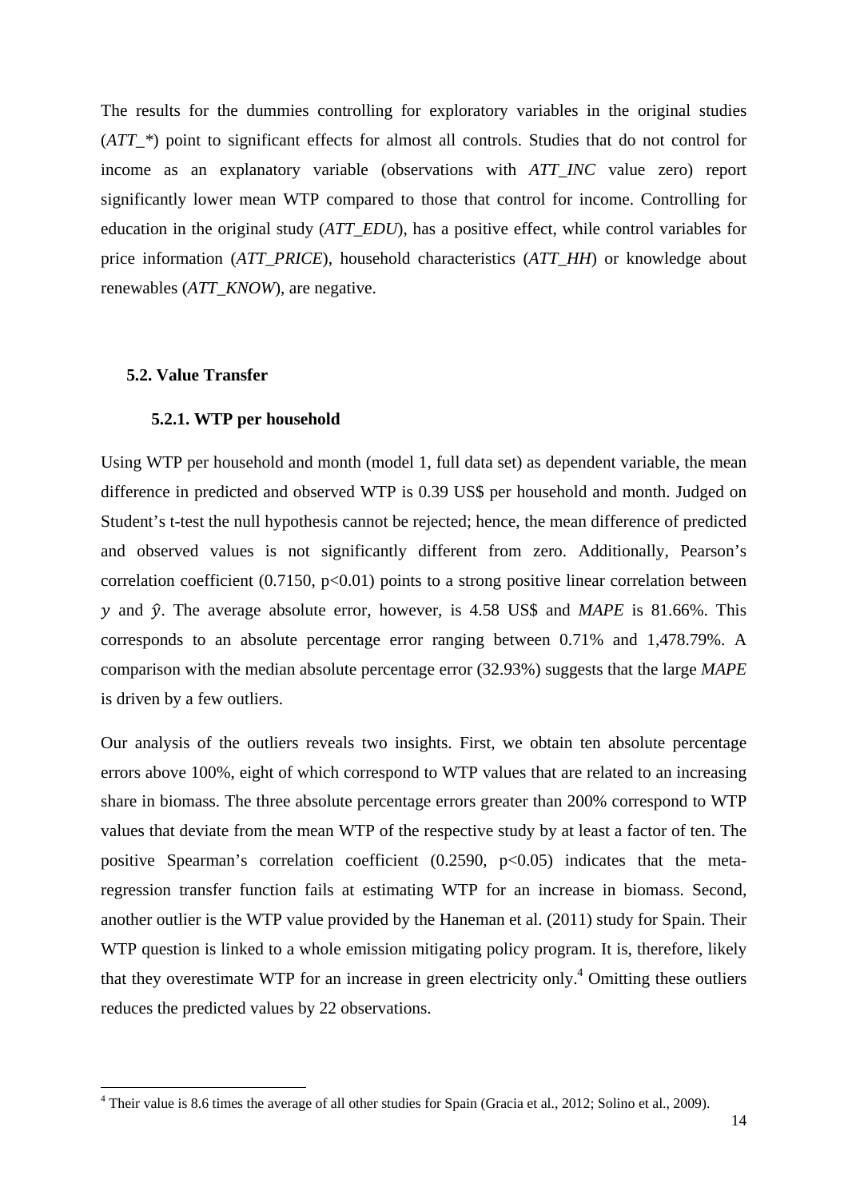The results for the dummies controlling for exploratory variables in the original studies (*ATT_**) point to significant effects for almost all controls. Studies that do not control for income as an explanatory variable (observations with *ATT_INC* value zero) report significantly lower mean WTP compared to those that control for income. Controlling for education in the original study (*ATT_EDU*), has a positive effect, while control variables for price information (*ATT_PRICE*), household characteristics (*ATT_HH*) or knowledge about renewables (*ATT_KNOW*), are negative.

## 5.2. Value Transfer

### 5.2.1. WTP per household

Using WTP per household and month (model 1, full data set) as dependent variable, the mean difference in predicted and observed WTP is 0.39 US$ per household and month. Judged on Student's t-test the null hypothesis cannot be rejected; hence, the mean difference of predicted and observed values is not significantly different from zero. Additionally, Pearson's correlation coefficient (0.7150, $p<0.01$) points to a strong positive linear correlation between $y$ and $\hat{y}$. The average absolute error, however, is 4.58 US$ and *MAPE* is 81.66%. This corresponds to an absolute percentage error ranging between 0.71% and 1,478.79%. A comparison with the median absolute percentage error (32.93%) suggests that the large *MAPE* is driven by a few outliers.

Our analysis of the outliers reveals two insights. First, we obtain ten absolute percentage errors above 100%, eight of which correspond to WTP values that are related to an increasing share in biomass. The three absolute percentage errors greater than 200% correspond to WTP values that deviate from the mean WTP of the respective study by at least a factor of ten. The positive Spearman's correlation coefficient (0.2590, $p<0.05$) indicates that the meta-regression transfer function fails at estimating WTP for an increase in biomass. Second, another outlier is the WTP value provided by the Haneman et al. (2011) study for Spain. Their WTP question is linked to a whole emission mitigating policy program. It is, therefore, likely that they overestimate WTP for an increase in green electricity only.[4] Omitting these outliers reduces the predicted values by 22 observations.

[4] Their value is 8.6 times the average of all other studies for Spain (Gracia et al., 2012; Solino et al., 2009).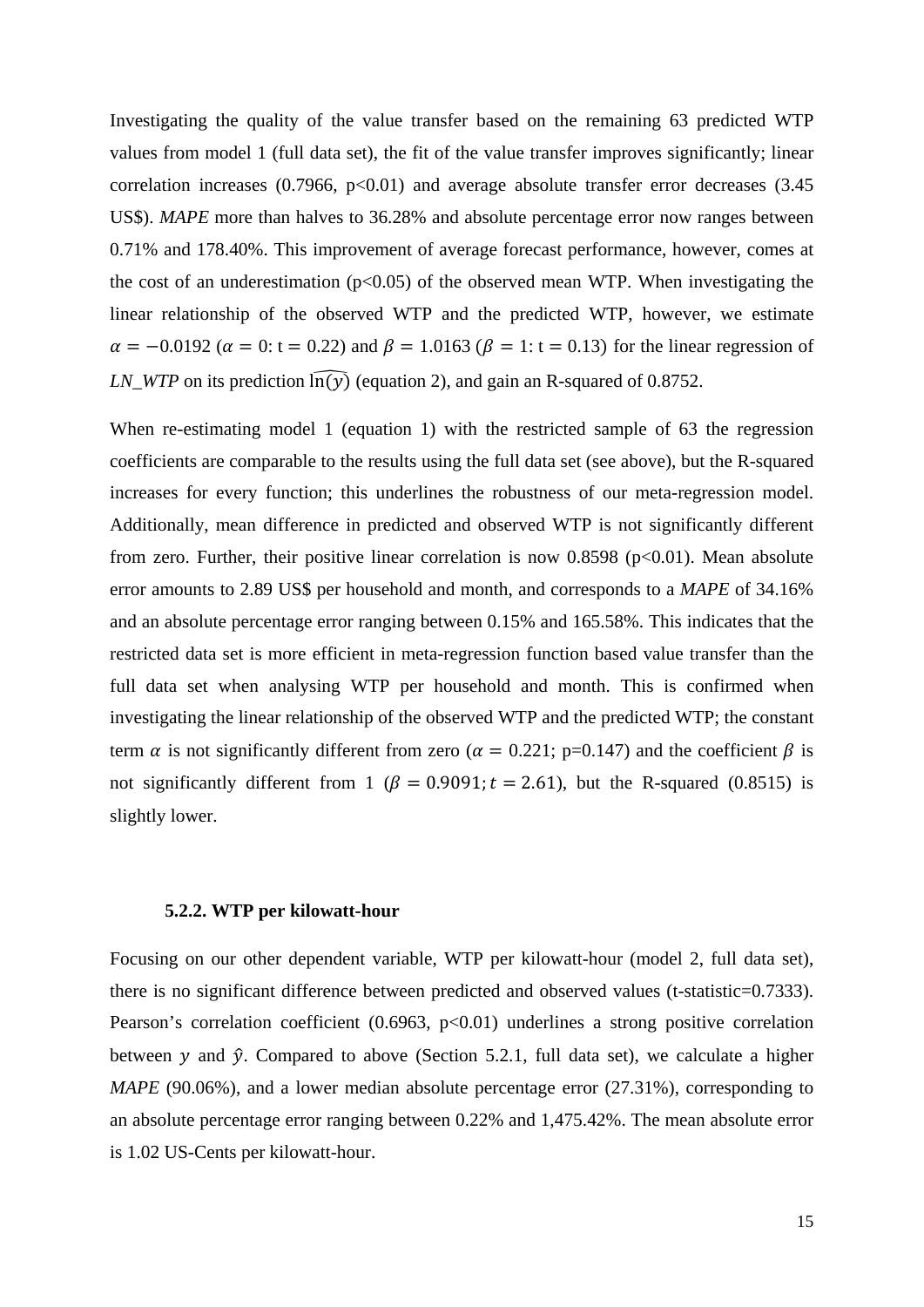Investigating the quality of the value transfer based on the remaining 63 predicted WTP values from model 1 (full data set), the fit of the value transfer improves significantly; linear correlation increases (0.7966, p<0.01) and average absolute transfer error decreases (3.45 US$). *MAPE* more than halves to 36.28% and absolute percentage error now ranges between 0.71% and 178.40%. This improvement of average forecast performance, however, comes at the cost of an underestimation (p<0.05) of the observed mean WTP. When investigating the linear relationship of the observed WTP and the predicted WTP, however, we estimate $\alpha = -0.0192$ ($\alpha = 0$: t = 0.22) and $\beta = 1.0163$ ($\beta = 1$: t = 0.13) for the linear regression of *LN_WTP* on its prediction $\widehat{\ln(y)}$ (equation 2), and gain an R-squared of 0.8752.

When re-estimating model 1 (equation 1) with the restricted sample of 63 the regression coefficients are comparable to the results using the full data set (see above), but the R-squared increases for every function; this underlines the robustness of our meta-regression model. Additionally, mean difference in predicted and observed WTP is not significantly different from zero. Further, their positive linear correlation is now 0.8598 (p<0.01). Mean absolute error amounts to 2.89 US$ per household and month, and corresponds to a *MAPE* of 34.16% and an absolute percentage error ranging between 0.15% and 165.58%. This indicates that the restricted data set is more efficient in meta-regression function based value transfer than the full data set when analysing WTP per household and month. This is confirmed when investigating the linear relationship of the observed WTP and the predicted WTP; the constant term $\alpha$ is not significantly different from zero ($\alpha = 0.221$; p=0.147) and the coefficient $\beta$ is not significantly different from 1 ($\beta = 0.9091; t = 2.61$), but the R-squared (0.8515) is slightly lower.

### 5.2.2. WTP per kilowatt-hour

Focusing on our other dependent variable, WTP per kilowatt-hour (model 2, full data set), there is no significant difference between predicted and observed values (t-statistic=0.7333). Pearson's correlation coefficient (0.6963, p<0.01) underlines a strong positive correlation between $y$ and $\hat{y}$. Compared to above (Section 5.2.1, full data set), we calculate a higher *MAPE* (90.06%), and a lower median absolute percentage error (27.31%), corresponding to an absolute percentage error ranging between 0.22% and 1,475.42%. The mean absolute error is 1.02 US-Cents per kilowatt-hour.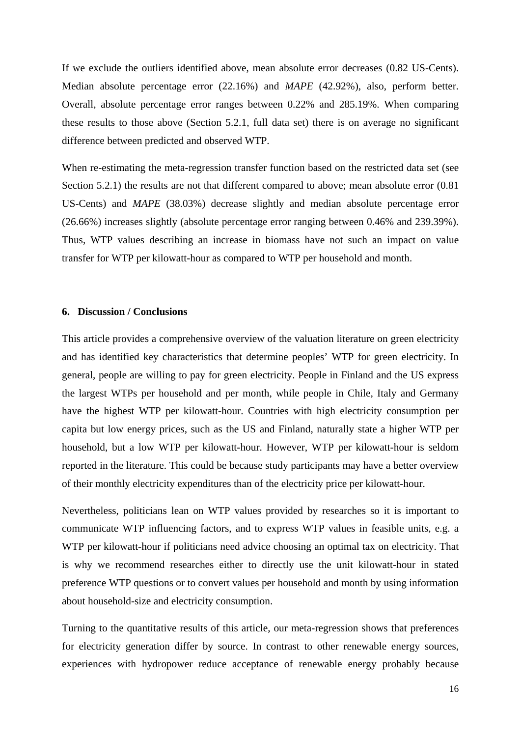If we exclude the outliers identified above, mean absolute error decreases (0.82 US-Cents). Median absolute percentage error (22.16%) and *MAPE* (42.92%), also, perform better. Overall, absolute percentage error ranges between 0.22% and 285.19%. When comparing these results to those above (Section 5.2.1, full data set) there is on average no significant difference between predicted and observed WTP.

When re-estimating the meta-regression transfer function based on the restricted data set (see Section 5.2.1) the results are not that different compared to above; mean absolute error (0.81 US-Cents) and *MAPE* (38.03%) decrease slightly and median absolute percentage error (26.66%) increases slightly (absolute percentage error ranging between 0.46% and 239.39%). Thus, WTP values describing an increase in biomass have not such an impact on value transfer for WTP per kilowatt-hour as compared to WTP per household and month.

## 6. Discussion / Conclusions

This article provides a comprehensive overview of the valuation literature on green electricity and has identified key characteristics that determine peoples' WTP for green electricity. In general, people are willing to pay for green electricity. People in Finland and the US express the largest WTPs per household and per month, while people in Chile, Italy and Germany have the highest WTP per kilowatt-hour. Countries with high electricity consumption per capita but low energy prices, such as the US and Finland, naturally state a higher WTP per household, but a low WTP per kilowatt-hour. However, WTP per kilowatt-hour is seldom reported in the literature. This could be because study participants may have a better overview of their monthly electricity expenditures than of the electricity price per kilowatt-hour.

Nevertheless, politicians lean on WTP values provided by researches so it is important to communicate WTP influencing factors, and to express WTP values in feasible units, e.g. a WTP per kilowatt-hour if politicians need advice choosing an optimal tax on electricity. That is why we recommend researches either to directly use the unit kilowatt-hour in stated preference WTP questions or to convert values per household and month by using information about household-size and electricity consumption.

Turning to the quantitative results of this article, our meta-regression shows that preferences for electricity generation differ by source. In contrast to other renewable energy sources, experiences with hydropower reduce acceptance of renewable energy probably because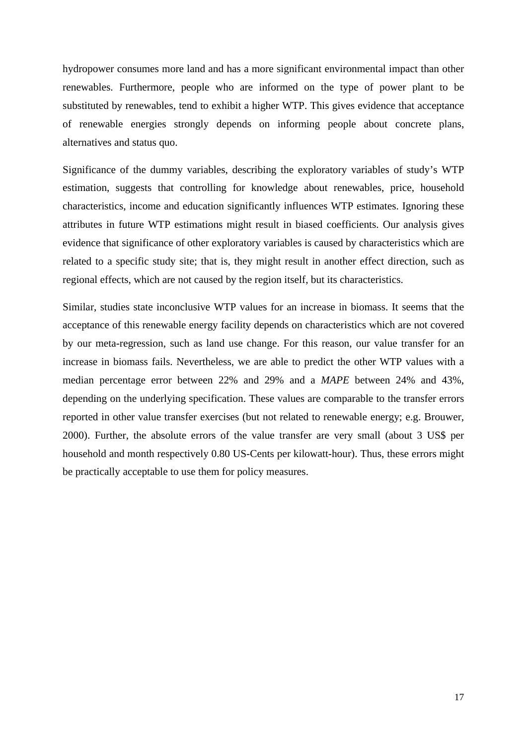hydropower consumes more land and has a more significant environmental impact than other renewables. Furthermore, people who are informed on the type of power plant to be substituted by renewables, tend to exhibit a higher WTP. This gives evidence that acceptance of renewable energies strongly depends on informing people about concrete plans, alternatives and status quo.

Significance of the dummy variables, describing the exploratory variables of study's WTP estimation, suggests that controlling for knowledge about renewables, price, household characteristics, income and education significantly influences WTP estimates. Ignoring these attributes in future WTP estimations might result in biased coefficients. Our analysis gives evidence that significance of other exploratory variables is caused by characteristics which are related to a specific study site; that is, they might result in another effect direction, such as regional effects, which are not caused by the region itself, but its characteristics.

Similar, studies state inconclusive WTP values for an increase in biomass. It seems that the acceptance of this renewable energy facility depends on characteristics which are not covered by our meta-regression, such as land use change. For this reason, our value transfer for an increase in biomass fails. Nevertheless, we are able to predict the other WTP values with a median percentage error between 22% and 29% and a *MAPE* between 24% and 43%, depending on the underlying specification. These values are comparable to the transfer errors reported in other value transfer exercises (but not related to renewable energy; e.g. Brouwer, 2000). Further, the absolute errors of the value transfer are very small (about 3 US$ per household and month respectively 0.80 US-Cents per kilowatt-hour). Thus, these errors might be practically acceptable to use them for policy measures.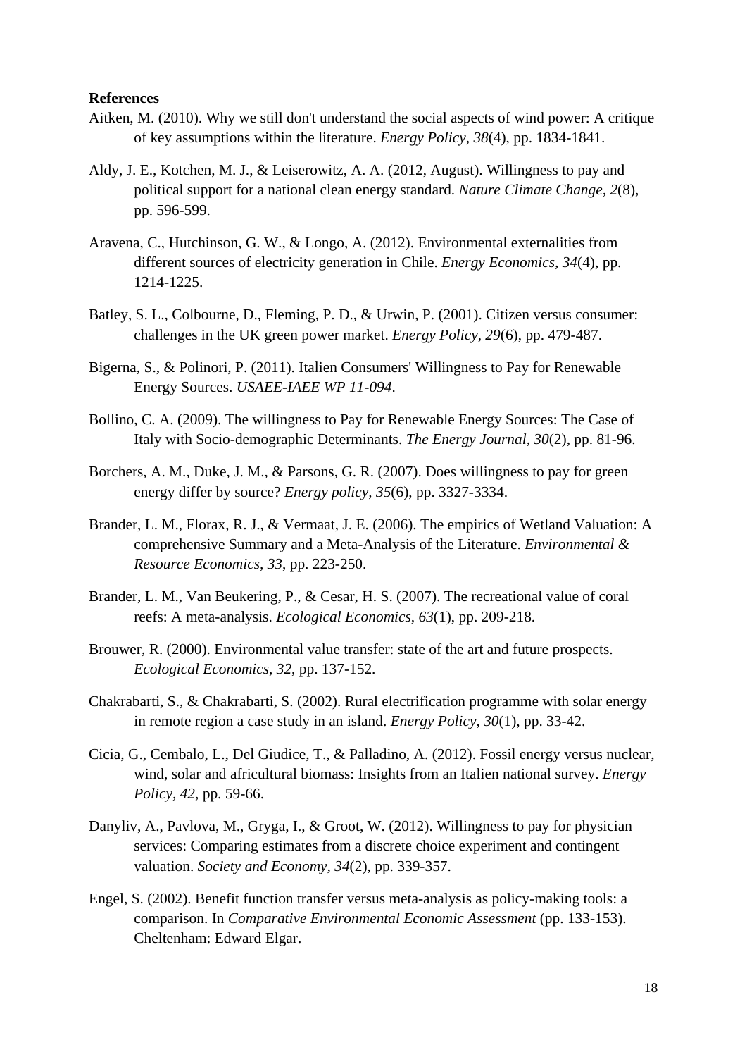**References**

Aitken, M. (2010). Why we still don't understand the social aspects of wind power: A critique of key assumptions within the literature. *Energy Policy, 38*(4), pp. 1834-1841.

Aldy, J. E., Kotchen, M. J., & Leiserowitz, A. A. (2012, August). Willingness to pay and political support for a national clean energy standard. *Nature Climate Change, 2*(8), pp. 596-599.

Aravena, C., Hutchinson, G. W., & Longo, A. (2012). Environmental externalities from different sources of electricity generation in Chile. *Energy Economics, 34*(4), pp. 1214-1225.

Batley, S. L., Colbourne, D., Fleming, P. D., & Urwin, P. (2001). Citizen versus consumer: challenges in the UK green power market. *Energy Policy, 29*(6), pp. 479-487.

Bigerna, S., & Polinori, P. (2011). Italien Consumers' Willingness to Pay for Renewable Energy Sources. *USAEE-IAEE WP 11-094*.

Bollino, C. A. (2009). The willingness to Pay for Renewable Energy Sources: The Case of Italy with Socio-demographic Determinants. *The Energy Journal, 30*(2), pp. 81-96.

Borchers, A. M., Duke, J. M., & Parsons, G. R. (2007). Does willingness to pay for green energy differ by source? *Energy policy, 35*(6), pp. 3327-3334.

Brander, L. M., Florax, R. J., & Vermaat, J. E. (2006). The empirics of Wetland Valuation: A comprehensive Summary and a Meta-Analysis of the Literature. *Environmental & Resource Economics, 33*, pp. 223-250.

Brander, L. M., Van Beukering, P., & Cesar, H. S. (2007). The recreational value of coral reefs: A meta-analysis. *Ecological Economics, 63*(1), pp. 209-218.

Brouwer, R. (2000). Environmental value transfer: state of the art and future prospects. *Ecological Economics, 32*, pp. 137-152.

Chakrabarti, S., & Chakrabarti, S. (2002). Rural electrification programme with solar energy in remote region a case study in an island. *Energy Policy, 30*(1), pp. 33-42.

Cicia, G., Cembalo, L., Del Giudice, T., & Palladino, A. (2012). Fossil energy versus nuclear, wind, solar and africultural biomass: Insights from an Italien national survey. *Energy Policy, 42*, pp. 59-66.

Danyliv, A., Pavlova, M., Gryga, I., & Groot, W. (2012). Willingness to pay for physician services: Comparing estimates from a discrete choice experiment and contingent valuation. *Society and Economy, 34*(2), pp. 339-357.

Engel, S. (2002). Benefit function transfer versus meta-analysis as policy-making tools: a comparison. In *Comparative Environmental Economic Assessment* (pp. 133-153). Cheltenham: Edward Elgar.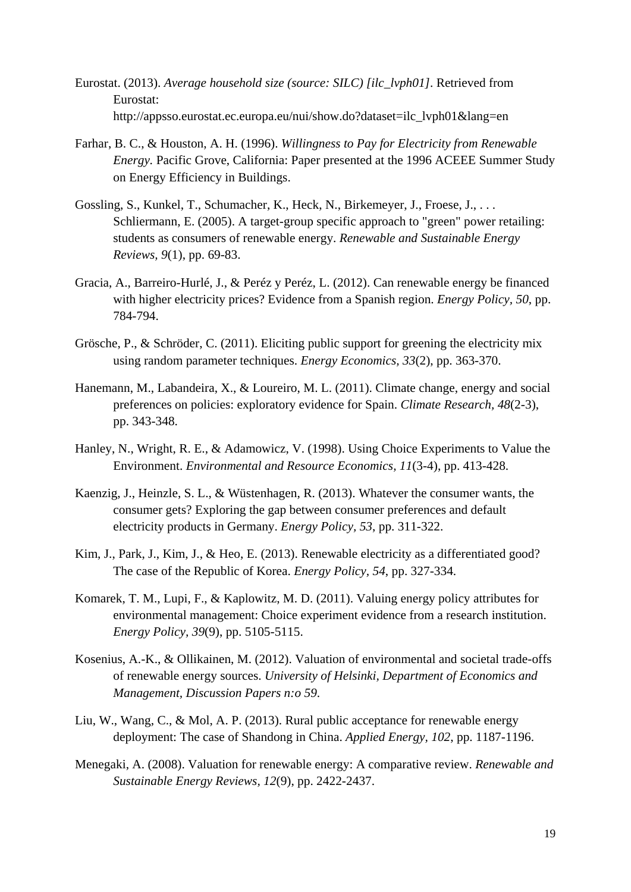Eurostat. (2013). *Average household size (source: SILC) [ilc_lvph01]*. Retrieved from Eurostat: http://appsso.eurostat.ec.europa.eu/nui/show.do?dataset=ilc_lvph01&lang=en

Farhar, B. C., & Houston, A. H. (1996). *Willingness to Pay for Electricity from Renewable Energy.* Pacific Grove, California: Paper presented at the 1996 ACEEE Summer Study on Energy Efficiency in Buildings.

Gossling, S., Kunkel, T., Schumacher, K., Heck, N., Birkemeyer, J., Froese, J., . . . Schliermann, E. (2005). A target-group specific approach to "green" power retailing: students as consumers of renewable energy. *Renewable and Sustainable Energy Reviews, 9*(1), pp. 69-83.

Gracia, A., Barreiro-Hurlé, J., & Peréz y Peréz, L. (2012). Can renewable energy be financed with higher electricity prices? Evidence from a Spanish region. *Energy Policy, 50*, pp. 784-794.

Grösche, P., & Schröder, C. (2011). Eliciting public support for greening the electricity mix using random parameter techniques. *Energy Economics, 33*(2), pp. 363-370.

Hanemann, M., Labandeira, X., & Loureiro, M. L. (2011). Climate change, energy and social preferences on policies: exploratory evidence for Spain. *Climate Research, 48*(2-3), pp. 343-348.

Hanley, N., Wright, R. E., & Adamowicz, V. (1998). Using Choice Experiments to Value the Environment. *Environmental and Resource Economics, 11*(3-4), pp. 413-428.

Kaenzig, J., Heinzle, S. L., & Wüstenhagen, R. (2013). Whatever the consumer wants, the consumer gets? Exploring the gap between consumer preferences and default electricity products in Germany. *Energy Policy, 53*, pp. 311-322.

Kim, J., Park, J., Kim, J., & Heo, E. (2013). Renewable electricity as a differentiated good? The case of the Republic of Korea. *Energy Policy, 54*, pp. 327-334.

Komarek, T. M., Lupi, F., & Kaplowitz, M. D. (2011). Valuing energy policy attributes for environmental management: Choice experiment evidence from a research institution. *Energy Policy, 39*(9), pp. 5105-5115.

Kosenius, A.-K., & Ollikainen, M. (2012). Valuation of environmental and societal trade-offs of renewable energy sources. *University of Helsinki, Department of Economics and Management, Discussion Papers n:o 59.*

Liu, W., Wang, C., & Mol, A. P. (2013). Rural public acceptance for renewable energy deployment: The case of Shandong in China. *Applied Energy, 102*, pp. 1187-1196.

Menegaki, A. (2008). Valuation for renewable energy: A comparative review. *Renewable and Sustainable Energy Reviews, 12*(9), pp. 2422-2437.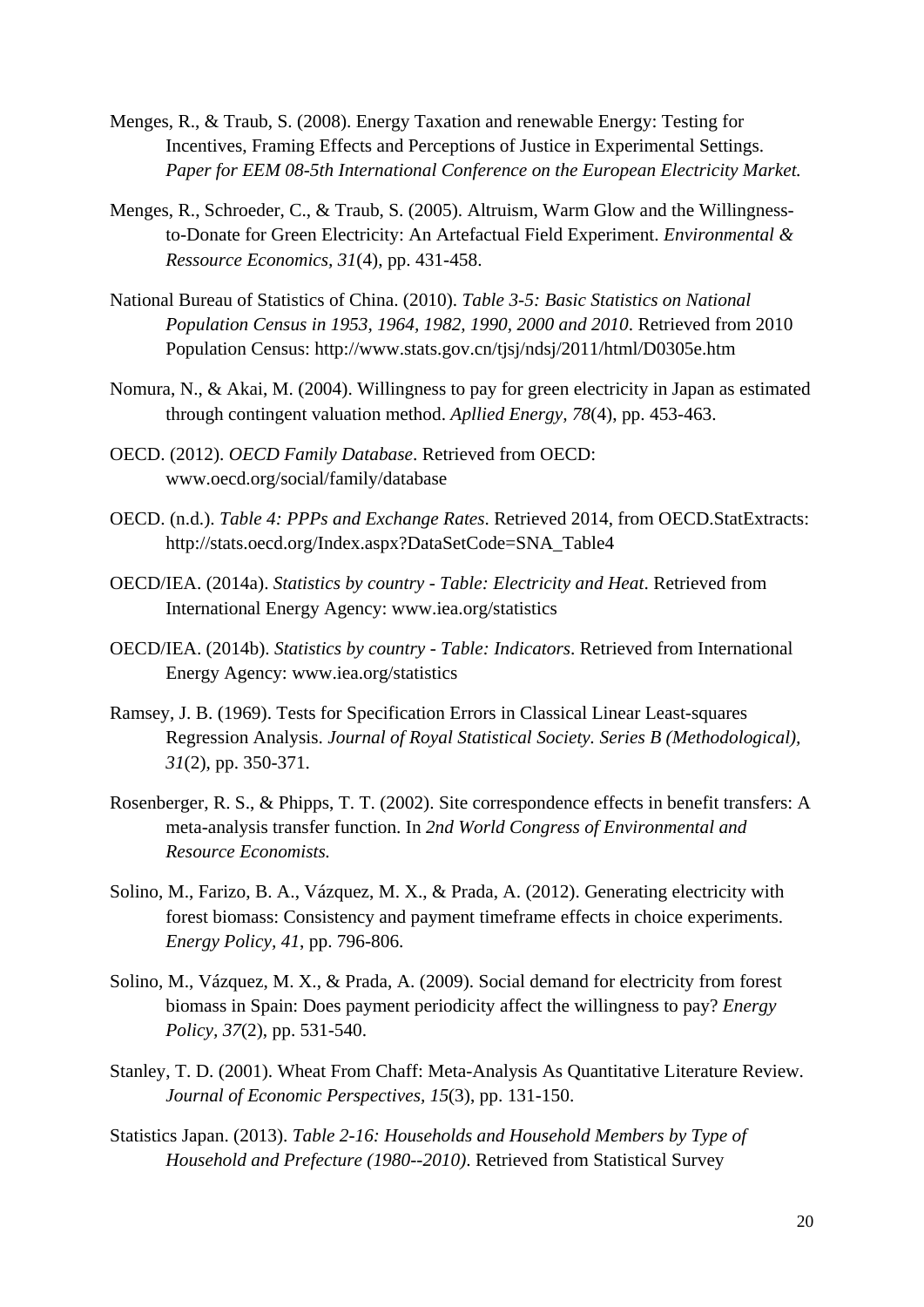Menges, R., & Traub, S. (2008). Energy Taxation and renewable Energy: Testing for Incentives, Framing Effects and Perceptions of Justice in Experimental Settings. *Paper for EEM 08-5th International Conference on the European Electricity Market.*

Menges, R., Schroeder, C., & Traub, S. (2005). Altruism, Warm Glow and the Willingness-to-Donate for Green Electricity: An Artefactual Field Experiment. *Environmental & Ressource Economics, 31*(4), pp. 431-458.

National Bureau of Statistics of China. (2010). *Table 3-5: Basic Statistics on National Population Census in 1953, 1964, 1982, 1990, 2000 and 2010*. Retrieved from 2010 Population Census: http://www.stats.gov.cn/tjsj/ndsj/2011/html/D0305e.htm

Nomura, N., & Akai, M. (2004). Willingness to pay for green electricity in Japan as estimated through contingent valuation method. *Apllied Energy, 78*(4), pp. 453-463.

OECD. (2012). *OECD Family Database*. Retrieved from OECD: www.oecd.org/social/family/database

OECD. (n.d.). *Table 4: PPPs and Exchange Rates*. Retrieved 2014, from OECD.StatExtracts: http://stats.oecd.org/Index.aspx?DataSetCode=SNA_Table4

OECD/IEA. (2014a). *Statistics by country - Table: Electricity and Heat*. Retrieved from International Energy Agency: www.iea.org/statistics

OECD/IEA. (2014b). *Statistics by country - Table: Indicators*. Retrieved from International Energy Agency: www.iea.org/statistics

Ramsey, J. B. (1969). Tests for Specification Errors in Classical Linear Least-squares Regression Analysis. *Journal of Royal Statistical Society. Series B (Methodological), 31*(2), pp. 350-371.

Rosenberger, R. S., & Phipps, T. T. (2002). Site correspondence effects in benefit transfers: A meta-analysis transfer function. In *2nd World Congress of Environmental and Resource Economists.*

Solino, M., Farizo, B. A., Vázquez, M. X., & Prada, A. (2012). Generating electricity with forest biomass: Consistency and payment timeframe effects in choice experiments. *Energy Policy, 41*, pp. 796-806.

Solino, M., Vázquez, M. X., & Prada, A. (2009). Social demand for electricity from forest biomass in Spain: Does payment periodicity affect the willingness to pay? *Energy Policy, 37*(2), pp. 531-540.

Stanley, T. D. (2001). Wheat From Chaff: Meta-Analysis As Quantitative Literature Review. *Journal of Economic Perspectives, 15*(3), pp. 131-150.

Statistics Japan. (2013). *Table 2-16: Households and Household Members by Type of Household and Prefecture (1980--2010)*. Retrieved from Statistical Survey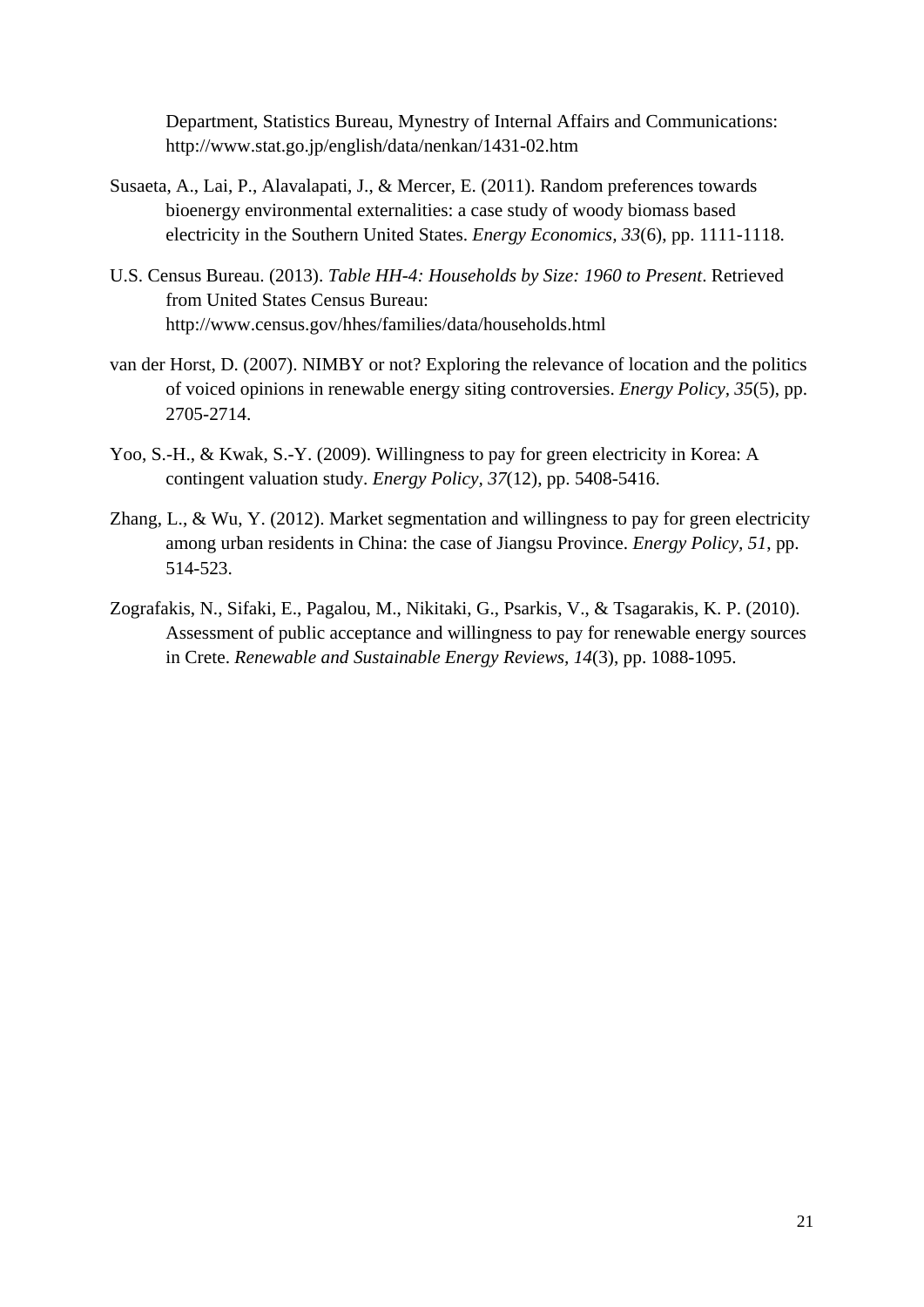Department, Statistics Bureau, Mynestry of Internal Affairs and Communications: http://www.stat.go.jp/english/data/nenkan/1431-02.htm

Susaeta, A., Lai, P., Alavalapati, J., & Mercer, E. (2011). Random preferences towards bioenergy environmental externalities: a case study of woody biomass based electricity in the Southern United States. *Energy Economics, 33*(6), pp. 1111-1118.

U.S. Census Bureau. (2013). *Table HH-4: Households by Size: 1960 to Present*. Retrieved from United States Census Bureau: http://www.census.gov/hhes/families/data/households.html

van der Horst, D. (2007). NIMBY or not? Exploring the relevance of location and the politics of voiced opinions in renewable energy siting controversies. *Energy Policy, 35*(5), pp. 2705-2714.

Yoo, S.-H., & Kwak, S.-Y. (2009). Willingness to pay for green electricity in Korea: A contingent valuation study. *Energy Policy, 37*(12), pp. 5408-5416.

Zhang, L., & Wu, Y. (2012). Market segmentation and willingness to pay for green electricity among urban residents in China: the case of Jiangsu Province. *Energy Policy, 51*, pp. 514-523.

Zografakis, N., Sifaki, E., Pagalou, M., Nikitaki, G., Psarkis, V., & Tsagarakis, K. P. (2010). Assessment of public acceptance and willingness to pay for renewable energy sources in Crete. *Renewable and Sustainable Energy Reviews, 14*(3), pp. 1088-1095.